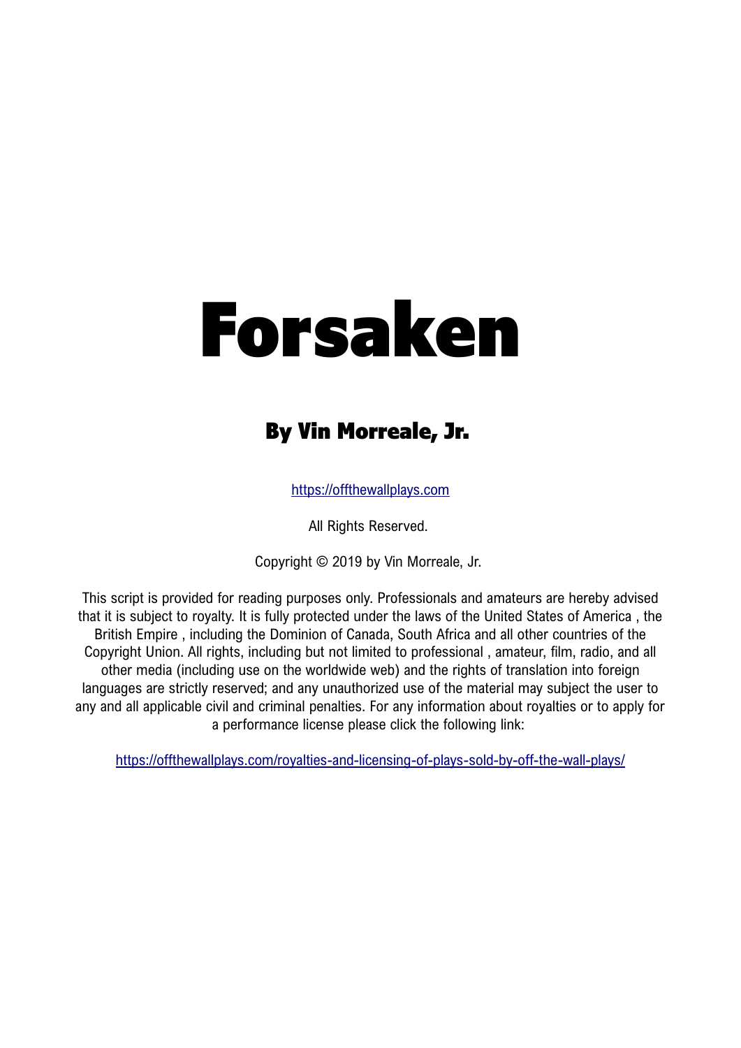# Forsaken

## By Vin Morreale, Jr.

https://offthewallplays.com

All Rights Reserved.

Copyright © 2019 by Vin Morreale, Jr.

This script is provided for reading purposes only. Professionals and amateurs are hereby advised that it is subject to royalty. It is fully protected under the laws of the United States of America , the British Empire , including the Dominion of Canada, South Africa and all other countries of the Copyright Union. All rights, including but not limited to professional , amateur, film, radio, and all other media (including use on the worldwide web) and the rights of translation into foreign languages are strictly reserved; and any unauthorized use of the material may subject the user to any and all applicable civil and criminal penalties. For any information about royalties or to apply for a performance license please click the following link:

https://offthewallplays.com/royalties-and-licensing-of-plays-sold-by-off-the-wall-plays/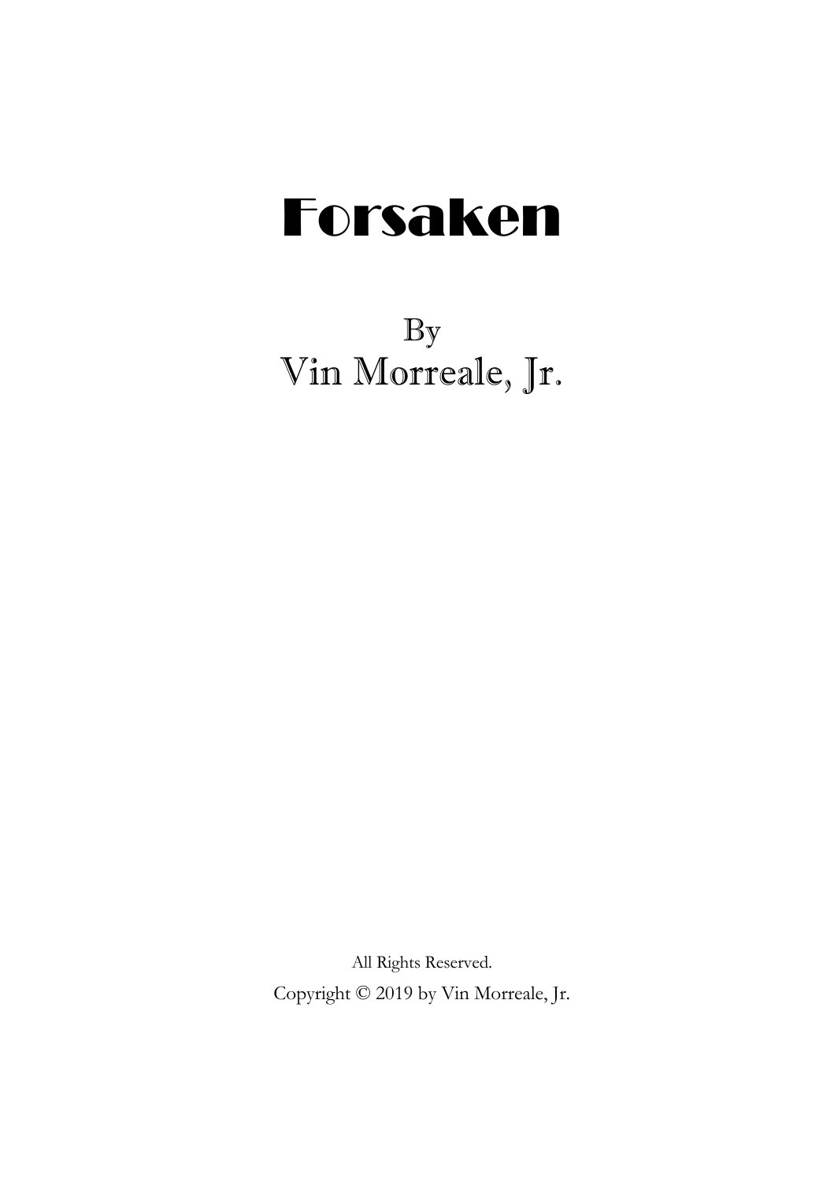# Forsaken

By
Vin Morreale, Jr.

All Rights Reserved.
Copyright © 2019 by Vin Morreale, Jr.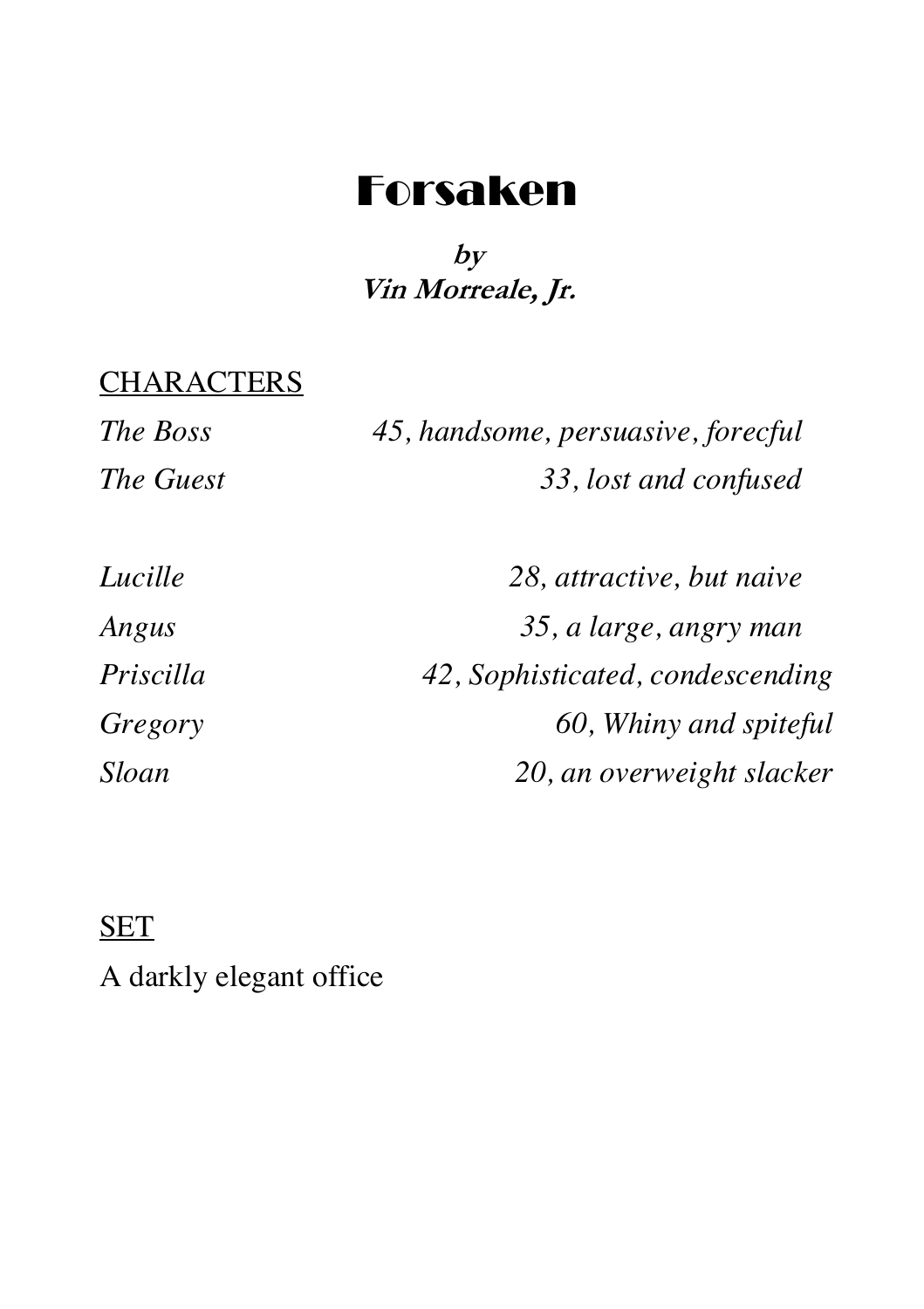# Forsaken

**by**
**Vin Morreale, Jr.**

CHARACTERS

| | |
|---|---|
| *The Boss* | *45, handsome, persuasive, forecful* |
| *The Guest* | *33, lost and confused* |
| | |
| *Lucille* | *28, attractive, but naive* |
| *Angus* | *35, a large, angry man* |
| *Priscilla* | *42, Sophisticated, condescending* |
| *Gregory* | *60, Whiny and spiteful* |
| *Sloan* | *20, an overweight slacker* |

SET

A darkly elegant office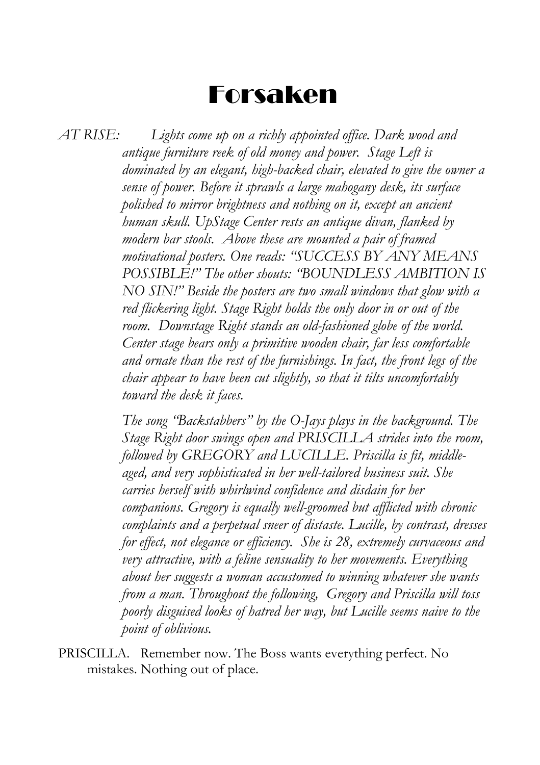# Forsaken

*AT RISE:* *Lights come up on a richly appointed office. Dark wood and antique furniture reek of old money and power. Stage Left is dominated by an elegant, high-backed chair, elevated to give the owner a sense of power. Before it sprawls a large mahogany desk, its surface polished to mirror brightness and nothing on it, except an ancient human skull. UpStage Center rests an antique divan, flanked by modern bar stools. Above these are mounted a pair of framed motivational posters. One reads: "SUCCESS BY ANY MEANS POSSIBLE!" The other shouts: "BOUNDLESS AMBITION IS NO SIN!" Beside the posters are two small windows that glow with a red flickering light. Stage Right holds the only door in or out of the room. Downstage Right stands an old-fashioned globe of the world. Center stage bears only a primitive wooden chair, far less comfortable and ornate than the rest of the furnishings. In fact, the front legs of the chair appear to have been cut slightly, so that it tilts uncomfortably toward the desk it faces.*

*The song "Backstabbers" by the O-Jays plays in the background. The Stage Right door swings open and PRISCILLA strides into the room, followed by GREGORY and LUCILLE. Priscilla is fit, middle-aged, and very sophisticated in her well-tailored business suit. She carries herself with whirlwind confidence and disdain for her companions. Gregory is equally well-groomed but afflicted with chronic complaints and a perpetual sneer of distaste. Lucille, by contrast, dresses for effect, not elegance or efficiency. She is 28, extremely curvaceous and very attractive, with a feline sensuality to her movements. Everything about her suggests a woman accustomed to winning whatever she wants from a man. Throughout the following, Gregory and Priscilla will toss poorly disguised looks of hatred her way, but Lucille seems naive to the point of oblivious.*

PRISCILLA. Remember now. The Boss wants everything perfect. No mistakes. Nothing out of place.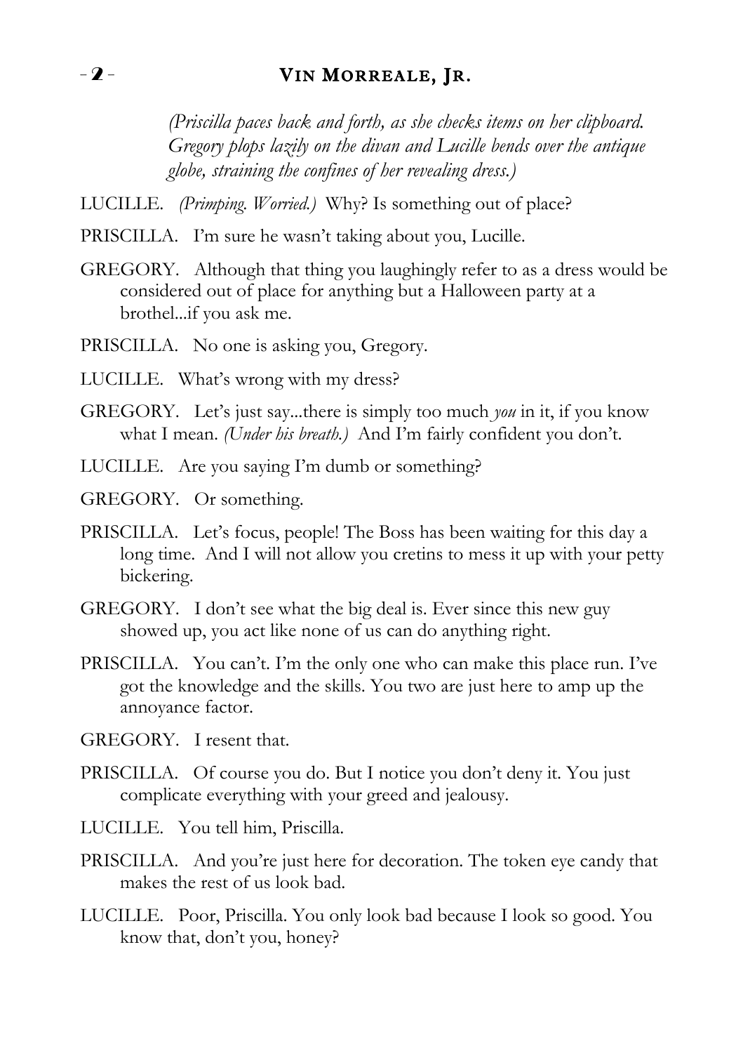*(Priscilla paces back and forth, as she checks items on her clipboard. Gregory plops lazily on the divan and Lucille bends over the antique globe, straining the confines of her revealing dress.)*

LUCILLE. *(Primping. Worried.)* Why? Is something out of place?

PRISCILLA. I'm sure he wasn't taking about you, Lucille.

GREGORY. Although that thing you laughingly refer to as a dress would be considered out of place for anything but a Halloween party at a brothel...if you ask me.

PRISCILLA. No one is asking you, Gregory.

LUCILLE. What's wrong with my dress?

GREGORY. Let's just say...there is simply too much *you* in it, if you know what I mean. *(Under his breath.)* And I'm fairly confident you don't.

LUCILLE. Are you saying I'm dumb or something?

GREGORY. Or something.

PRISCILLA. Let's focus, people! The Boss has been waiting for this day a long time. And I will not allow you cretins to mess it up with your petty bickering.

GREGORY. I don't see what the big deal is. Ever since this new guy showed up, you act like none of us can do anything right.

PRISCILLA. You can't. I'm the only one who can make this place run. I've got the knowledge and the skills. You two are just here to amp up the annoyance factor.

GREGORY. I resent that.

PRISCILLA. Of course you do. But I notice you don't deny it. You just complicate everything with your greed and jealousy.

LUCILLE. You tell him, Priscilla.

PRISCILLA. And you're just here for decoration. The token eye candy that makes the rest of us look bad.

LUCILLE. Poor, Priscilla. You only look bad because I look so good. You know that, don't you, honey?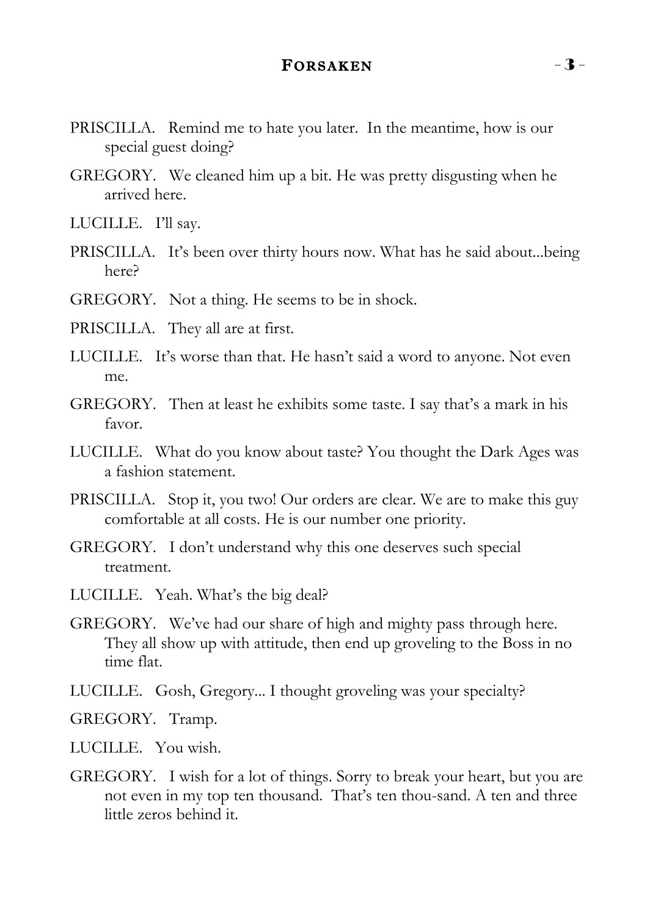PRISCILLA. Remind me to hate you later. In the meantime, how is our special guest doing?

GREGORY. We cleaned him up a bit. He was pretty disgusting when he arrived here.

LUCILLE. I'll say.

PRISCILLA. It's been over thirty hours now. What has he said about...being here?

GREGORY. Not a thing. He seems to be in shock.

PRISCILLA. They all are at first.

LUCILLE. It's worse than that. He hasn't said a word to anyone. Not even me.

GREGORY. Then at least he exhibits some taste. I say that's a mark in his favor.

LUCILLE. What do you know about taste? You thought the Dark Ages was a fashion statement.

PRISCILLA. Stop it, you two! Our orders are clear. We are to make this guy comfortable at all costs. He is our number one priority.

GREGORY. I don't understand why this one deserves such special treatment.

LUCILLE. Yeah. What's the big deal?

GREGORY. We've had our share of high and mighty pass through here. They all show up with attitude, then end up groveling to the Boss in no time flat.

LUCILLE. Gosh, Gregory... I thought groveling was your specialty?

GREGORY. Tramp.

LUCILLE. You wish.

GREGORY. I wish for a lot of things. Sorry to break your heart, but you are not even in my top ten thousand. That's ten thou-sand. A ten and three little zeros behind it.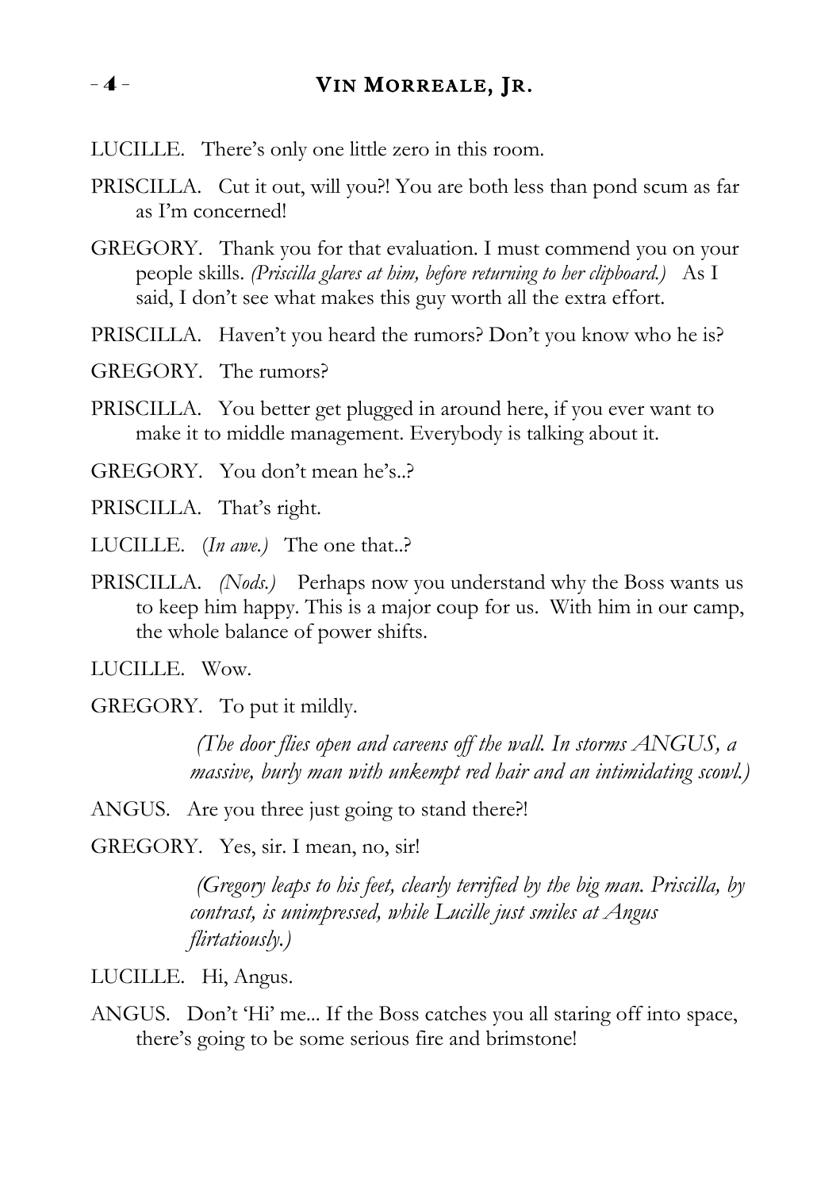LUCILLE. There's only one little zero in this room.

PRISCILLA. Cut it out, will you?! You are both less than pond scum as far as I'm concerned!

GREGORY. Thank you for that evaluation. I must commend you on your people skills. *(Priscilla glares at him, before returning to her clipboard.)* As I said, I don't see what makes this guy worth all the extra effort.

PRISCILLA. Haven't you heard the rumors? Don't you know who he is?

GREGORY. The rumors?

PRISCILLA. You better get plugged in around here, if you ever want to make it to middle management. Everybody is talking about it.

GREGORY. You don't mean he's..?

PRISCILLA. That's right.

LUCILLE. (*In awe.)* The one that..?

PRISCILLA. *(Nods.)* Perhaps now you understand why the Boss wants us to keep him happy. This is a major coup for us. With him in our camp, the whole balance of power shifts.

LUCILLE. Wow.

GREGORY. To put it mildly.

*(The door flies open and careens off the wall. In storms ANGUS, a massive, burly man with unkempt red hair and an intimidating scowl.)*

ANGUS. Are you three just going to stand there?!

GREGORY. Yes, sir. I mean, no, sir!

*(Gregory leaps to his feet, clearly terrified by the big man. Priscilla, by contrast, is unimpressed, while Lucille just smiles at Angus flirtatiously.)*

LUCILLE. Hi, Angus.

ANGUS. Don't 'Hi' me... If the Boss catches you all staring off into space, there's going to be some serious fire and brimstone!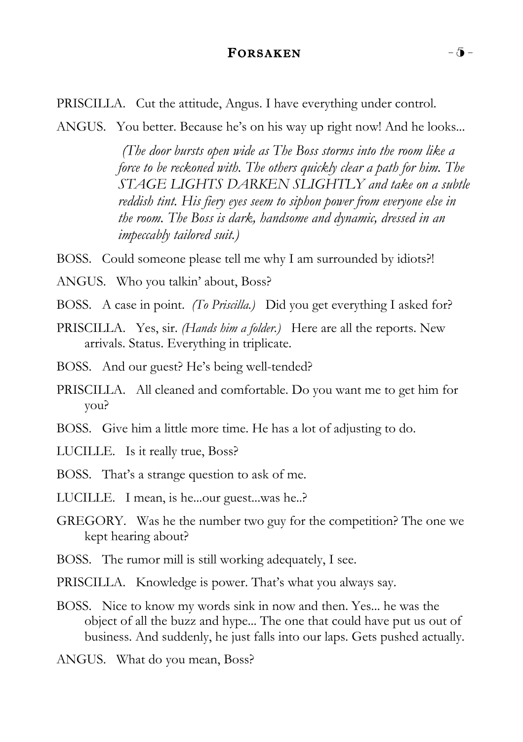PRISCILLA. Cut the attitude, Angus. I have everything under control.

ANGUS. You better. Because he's on his way up right now! And he looks...

*(The door bursts open wide as The Boss storms into the room like a force to be reckoned with. The others quickly clear a path for him. The STAGE LIGHTS DARKEN SLIGHTLY and take on a subtle reddish tint. His fiery eyes seem to siphon power from everyone else in the room. The Boss is dark, handsome and dynamic, dressed in an impeccably tailored suit.)*

BOSS. Could someone please tell me why I am surrounded by idiots?!

ANGUS. Who you talkin' about, Boss?

BOSS. A case in point. *(To Priscilla.)* Did you get everything I asked for?

PRISCILLA. Yes, sir. *(Hands him a folder.)* Here are all the reports. New arrivals. Status. Everything in triplicate.

BOSS. And our guest? He's being well-tended?

PRISCILLA. All cleaned and comfortable. Do you want me to get him for you?

BOSS. Give him a little more time. He has a lot of adjusting to do.

LUCILLE. Is it really true, Boss?

BOSS. That's a strange question to ask of me.

LUCILLE. I mean, is he...our guest...was he..?

GREGORY. Was he the number two guy for the competition? The one we kept hearing about?

BOSS. The rumor mill is still working adequately, I see.

PRISCILLA. Knowledge is power. That's what you always say.

BOSS. Nice to know my words sink in now and then. Yes... he was the object of all the buzz and hype... The one that could have put us out of business. And suddenly, he just falls into our laps. Gets pushed actually.

ANGUS. What do you mean, Boss?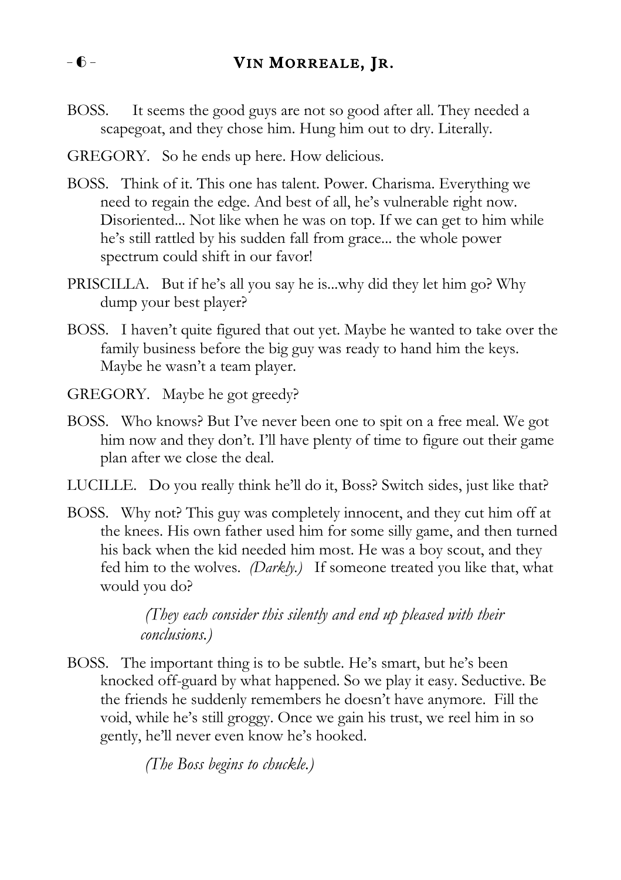BOSS. It seems the good guys are not so good after all. They needed a scapegoat, and they chose him. Hung him out to dry. Literally.

GREGORY. So he ends up here. How delicious.

BOSS. Think of it. This one has talent. Power. Charisma. Everything we need to regain the edge. And best of all, he's vulnerable right now. Disoriented... Not like when he was on top. If we can get to him while he's still rattled by his sudden fall from grace... the whole power spectrum could shift in our favor!

PRISCILLA. But if he's all you say he is...why did they let him go? Why dump your best player?

BOSS. I haven't quite figured that out yet. Maybe he wanted to take over the family business before the big guy was ready to hand him the keys. Maybe he wasn't a team player.

GREGORY. Maybe he got greedy?

BOSS. Who knows? But I've never been one to spit on a free meal. We got him now and they don't. I'll have plenty of time to figure out their game plan after we close the deal.

LUCILLE. Do you really think he'll do it, Boss? Switch sides, just like that?

BOSS. Why not? This guy was completely innocent, and they cut him off at the knees. His own father used him for some silly game, and then turned his back when the kid needed him most. He was a boy scout, and they fed him to the wolves. *(Darkly.)* If someone treated you like that, what would you do?

*(They each consider this silently and end up pleased with their conclusions.)*

BOSS. The important thing is to be subtle. He's smart, but he's been knocked off-guard by what happened. So we play it easy. Seductive. Be the friends he suddenly remembers he doesn't have anymore. Fill the void, while he's still groggy. Once we gain his trust, we reel him in so gently, he'll never even know he's hooked.

*(The Boss begins to chuckle.)*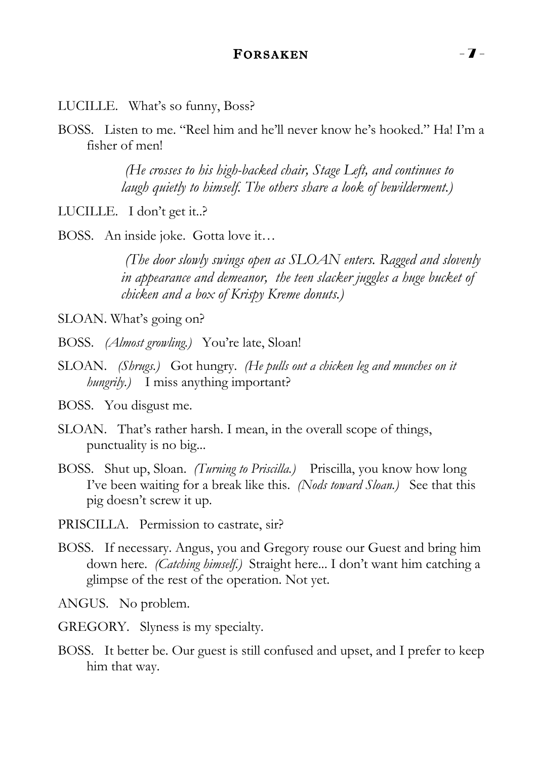LUCILLE. What's so funny, Boss?

BOSS. Listen to me. "Reel him and he'll never know he's hooked." Ha! I'm a fisher of men!

*(He crosses to his high-backed chair, Stage Left, and continues to laugh quietly to himself. The others share a look of bewilderment.)*

LUCILLE. I don't get it..?

BOSS. An inside joke. Gotta love it…

*(The door slowly swings open as SLOAN enters. Ragged and slovenly in appearance and demeanor, the teen slacker juggles a huge bucket of chicken and a box of Krispy Kreme donuts.)*

SLOAN. What's going on?

BOSS. *(Almost growling.)* You're late, Sloan!

SLOAN. *(Shrugs.)* Got hungry. *(He pulls out a chicken leg and munches on it hungrily.)* I miss anything important?

BOSS. You disgust me.

SLOAN. That's rather harsh. I mean, in the overall scope of things, punctuality is no big...

BOSS. Shut up, Sloan. *(Turning to Priscilla.)* Priscilla, you know how long I've been waiting for a break like this. *(Nods toward Sloan.)* See that this pig doesn't screw it up.

PRISCILLA. Permission to castrate, sir?

BOSS. If necessary. Angus, you and Gregory rouse our Guest and bring him down here. *(Catching himself.)* Straight here... I don't want him catching a glimpse of the rest of the operation. Not yet.

ANGUS. No problem.

GREGORY. Slyness is my specialty.

BOSS. It better be. Our guest is still confused and upset, and I prefer to keep him that way.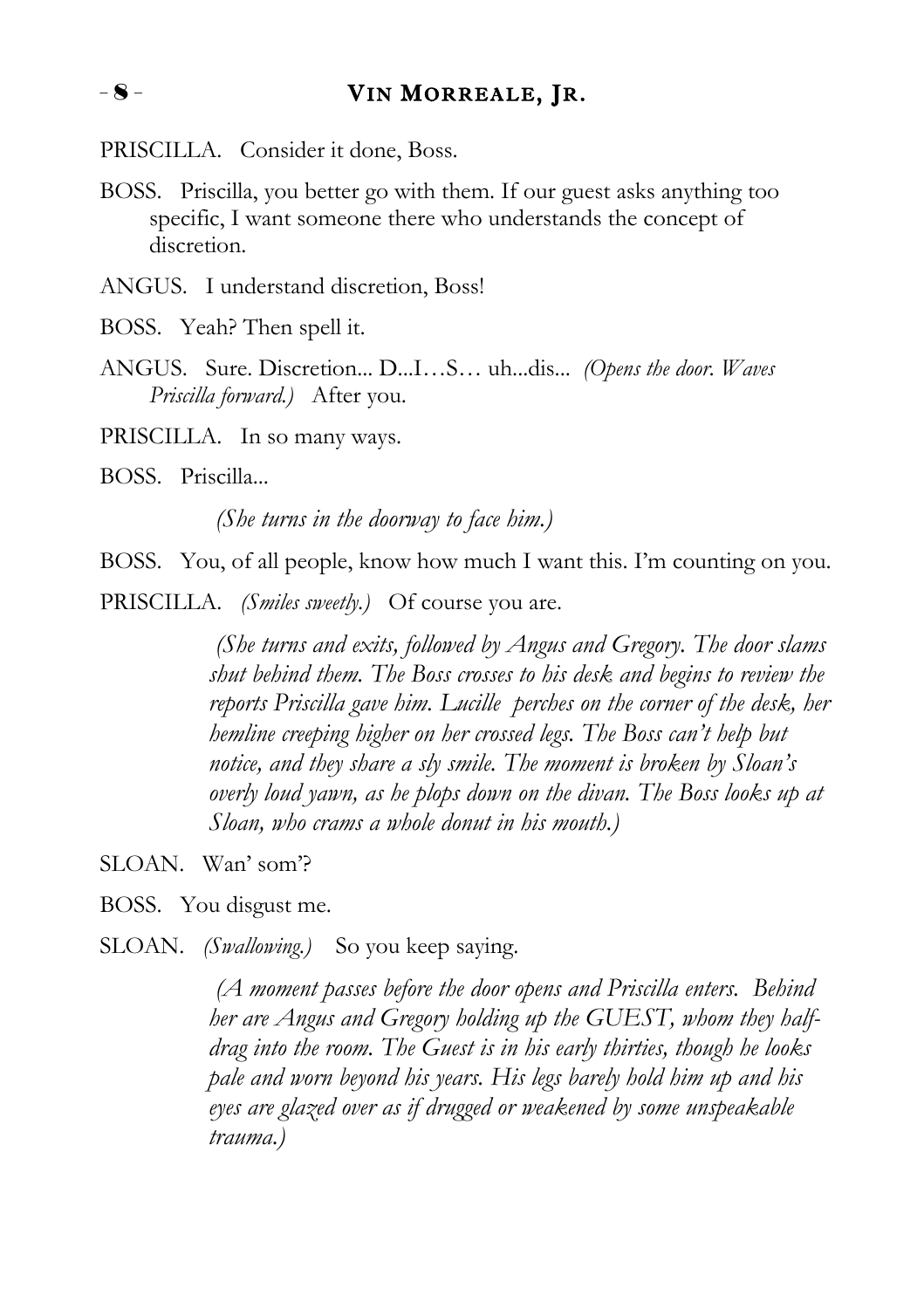PRISCILLA. Consider it done, Boss.

BOSS. Priscilla, you better go with them. If our guest asks anything too specific, I want someone there who understands the concept of discretion.

ANGUS. I understand discretion, Boss!

BOSS. Yeah? Then spell it.

ANGUS. Sure. Discretion... D...I…S… uh...dis... *(Opens the door. Waves Priscilla forward.)* After you.

PRISCILLA. In so many ways.

BOSS. Priscilla...

*(She turns in the doorway to face him.)*

BOSS. You, of all people, know how much I want this. I'm counting on you.

PRISCILLA. *(Smiles sweetly.)* Of course you are.

*(She turns and exits, followed by Angus and Gregory. The door slams shut behind them. The Boss crosses to his desk and begins to review the reports Priscilla gave him. Lucille perches on the corner of the desk, her hemline creeping higher on her crossed legs. The Boss can't help but notice, and they share a sly smile. The moment is broken by Sloan's overly loud yawn, as he plops down on the divan. The Boss looks up at Sloan, who crams a whole donut in his mouth.)*

SLOAN. Wan' som'?

BOSS. You disgust me.

SLOAN. *(Swallowing.)* So you keep saying.

*(A moment passes before the door opens and Priscilla enters. Behind her are Angus and Gregory holding up the GUEST, whom they half-drag into the room. The Guest is in his early thirties, though he looks pale and worn beyond his years. His legs barely hold him up and his eyes are glazed over as if drugged or weakened by some unspeakable trauma.)*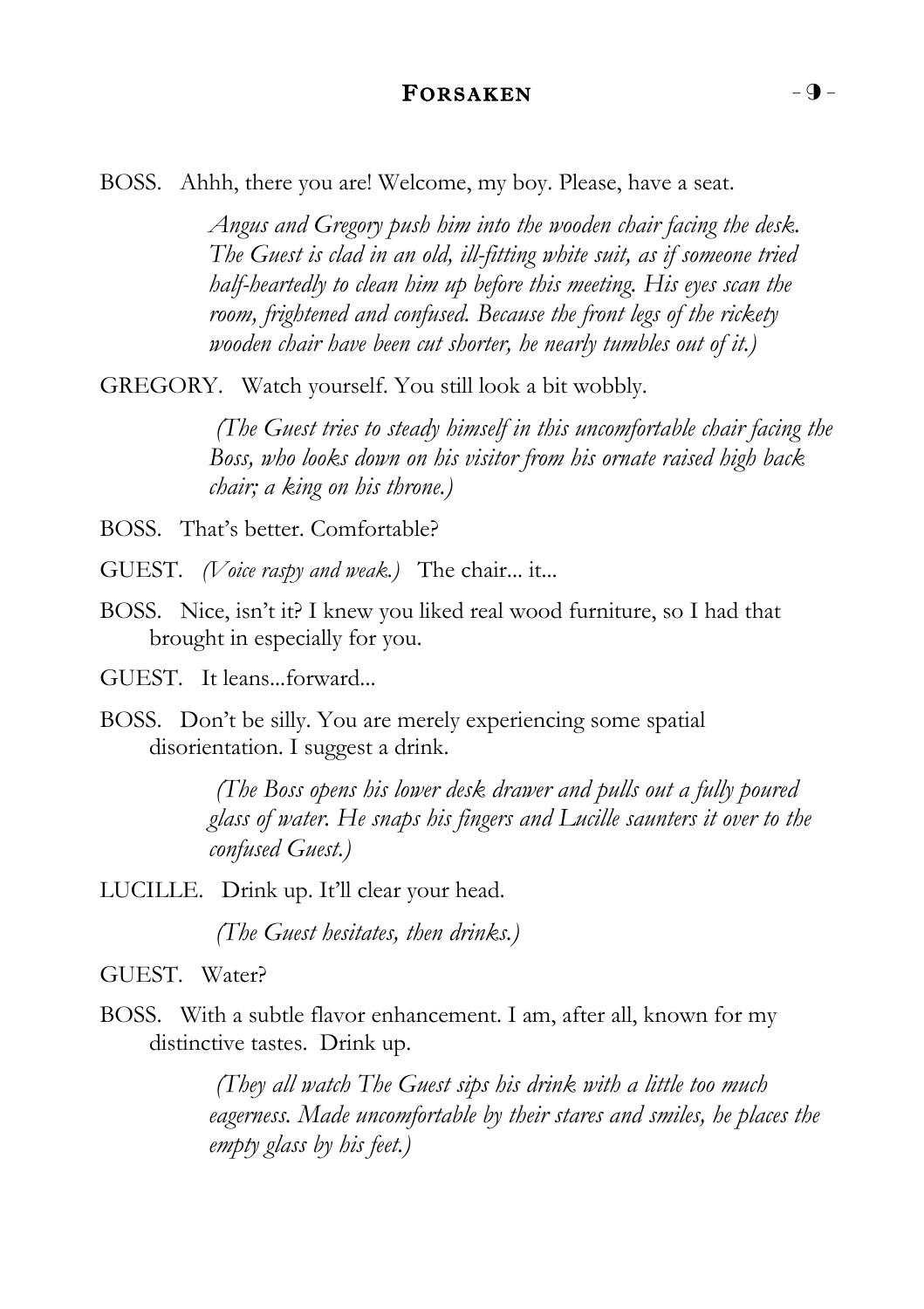BOSS. Ahhh, there you are! Welcome, my boy. Please, have a seat.

*Angus and Gregory push him into the wooden chair facing the desk. The Guest is clad in an old, ill-fitting white suit, as if someone tried half-heartedly to clean him up before this meeting. His eyes scan the room, frightened and confused. Because the front legs of the rickety wooden chair have been cut shorter, he nearly tumbles out of it.)*

GREGORY. Watch yourself. You still look a bit wobbly.

*(The Guest tries to steady himself in this uncomfortable chair facing the Boss, who looks down on his visitor from his ornate raised high back chair; a king on his throne.)*

BOSS. That's better. Comfortable?

GUEST. *(Voice raspy and weak.)* The chair... it...

BOSS. Nice, isn't it? I knew you liked real wood furniture, so I had that brought in especially for you.

GUEST. It leans...forward...

BOSS. Don't be silly. You are merely experiencing some spatial disorientation. I suggest a drink.

*(The Boss opens his lower desk drawer and pulls out a fully poured glass of water. He snaps his fingers and Lucille saunters it over to the confused Guest.)*

LUCILLE. Drink up. It'll clear your head.

*(The Guest hesitates, then drinks.)*

GUEST. Water?

BOSS. With a subtle flavor enhancement. I am, after all, known for my distinctive tastes. Drink up.

*(They all watch The Guest sips his drink with a little too much eagerness. Made uncomfortable by their stares and smiles, he places the empty glass by his feet.)*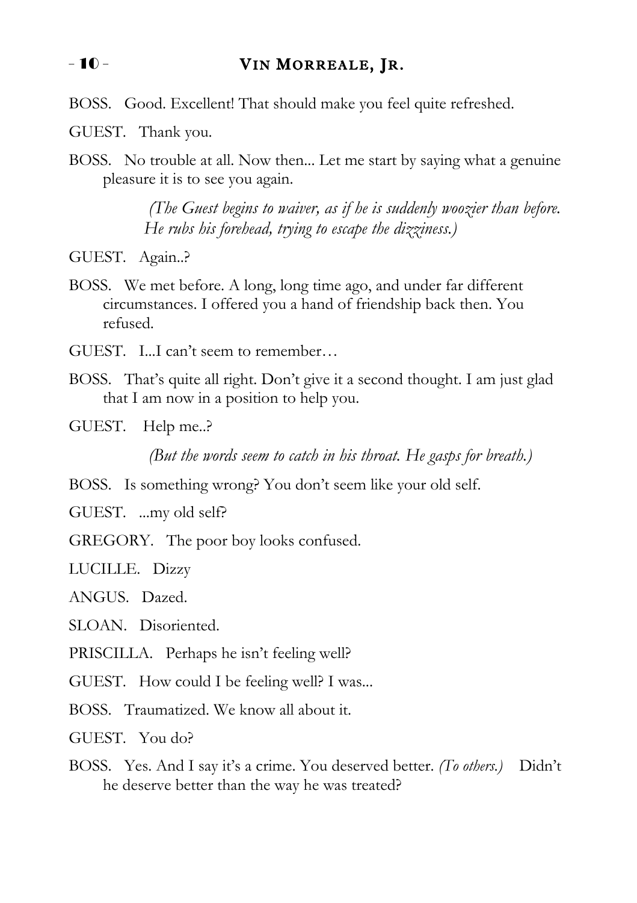BOSS. Good. Excellent! That should make you feel quite refreshed.

GUEST. Thank you.

BOSS. No trouble at all. Now then... Let me start by saying what a genuine pleasure it is to see you again.

*(The Guest begins to waiver, as if he is suddenly woozier than before. He rubs his forehead, trying to escape the dizziness.)*

GUEST. Again..?

BOSS. We met before. A long, long time ago, and under far different circumstances. I offered you a hand of friendship back then. You refused.

GUEST. I...I can't seem to remember…

BOSS. That's quite all right. Don't give it a second thought. I am just glad that I am now in a position to help you.

GUEST. Help me..?

*(But the words seem to catch in his throat. He gasps for breath.)*

BOSS. Is something wrong? You don't seem like your old self.

GUEST. ...my old self?

GREGORY. The poor boy looks confused.

LUCILLE. Dizzy

ANGUS. Dazed.

SLOAN. Disoriented.

PRISCILLA. Perhaps he isn't feeling well?

GUEST. How could I be feeling well? I was...

BOSS. Traumatized. We know all about it.

GUEST. You do?

BOSS. Yes. And I say it's a crime. You deserved better. *(To others.)* Didn't he deserve better than the way he was treated?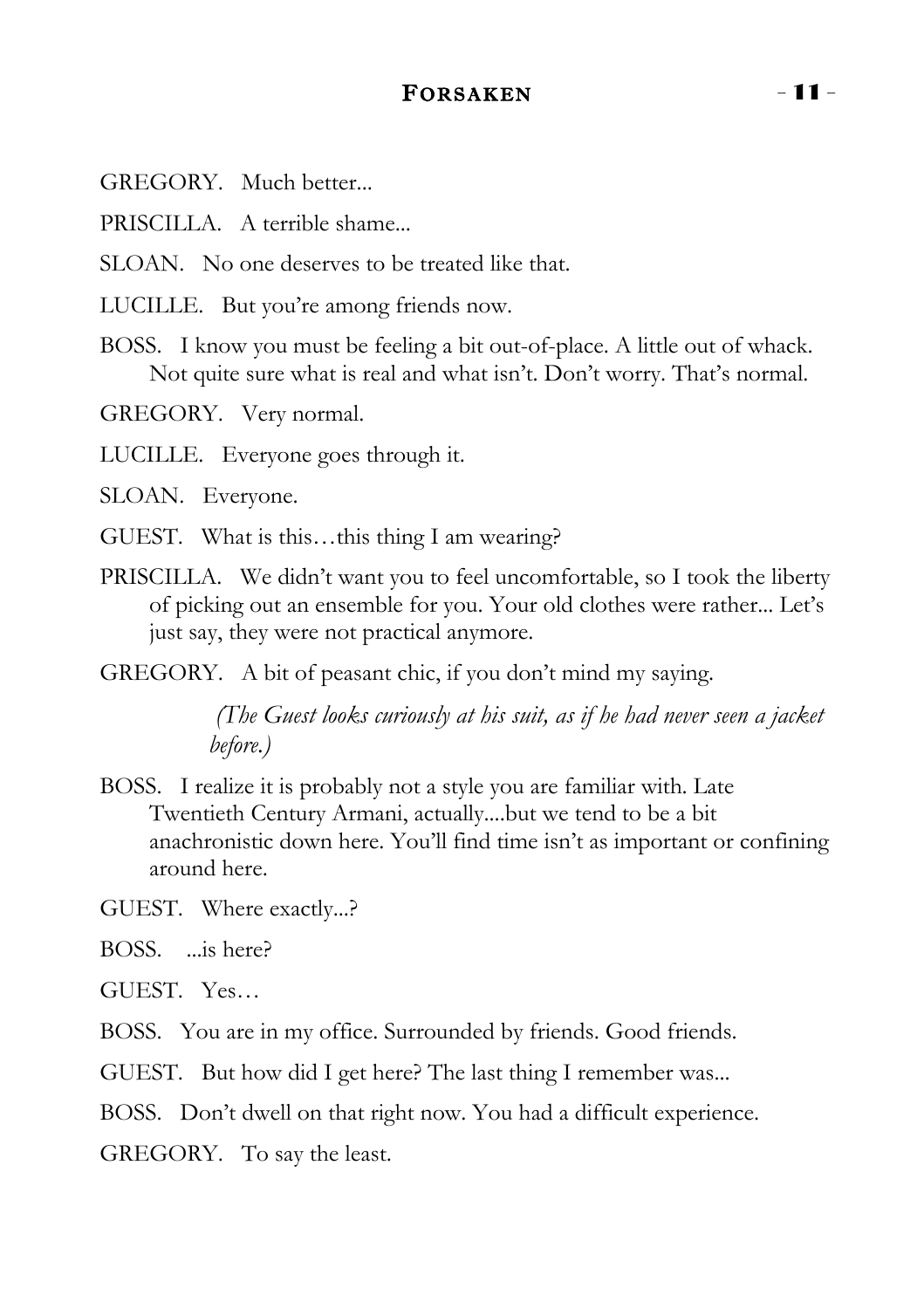GREGORY. Much better...

PRISCILLA. A terrible shame...

SLOAN. No one deserves to be treated like that.

LUCILLE. But you're among friends now.

BOSS. I know you must be feeling a bit out-of-place. A little out of whack. Not quite sure what is real and what isn't. Don't worry. That's normal.

GREGORY. Very normal.

LUCILLE. Everyone goes through it.

SLOAN. Everyone.

GUEST. What is this…this thing I am wearing?

PRISCILLA. We didn't want you to feel uncomfortable, so I took the liberty of picking out an ensemble for you. Your old clothes were rather... Let's just say, they were not practical anymore.

GREGORY. A bit of peasant chic, if you don't mind my saying.

*(The Guest looks curiously at his suit, as if he had never seen a jacket before.)*

BOSS. I realize it is probably not a style you are familiar with. Late Twentieth Century Armani, actually....but we tend to be a bit anachronistic down here. You'll find time isn't as important or confining around here.

GUEST. Where exactly...?

BOSS. ...is here?

GUEST. Yes…

BOSS. You are in my office. Surrounded by friends. Good friends.

GUEST. But how did I get here? The last thing I remember was...

BOSS. Don't dwell on that right now. You had a difficult experience.

GREGORY. To say the least.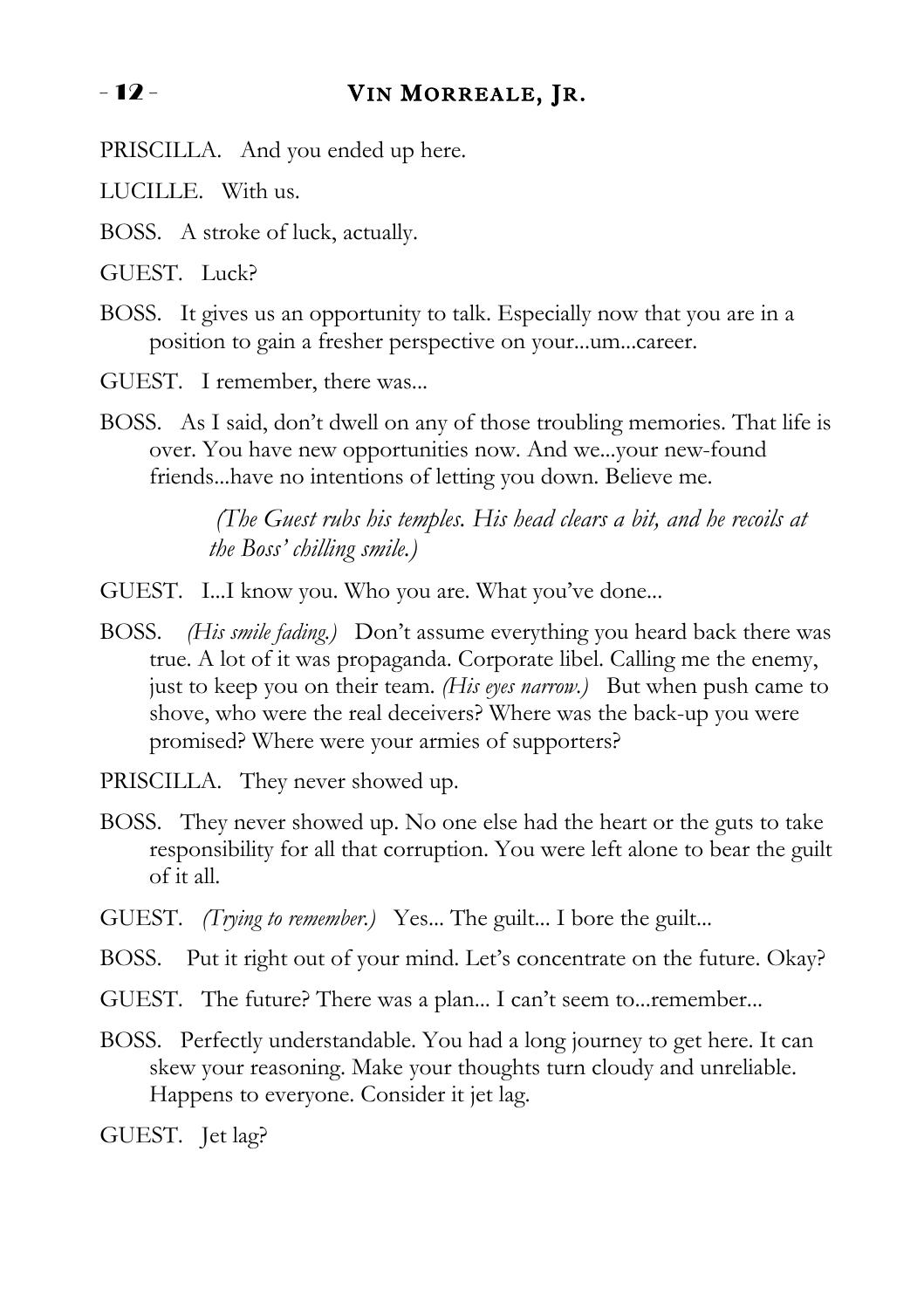PRISCILLA. And you ended up here.

LUCILLE. With us.

BOSS. A stroke of luck, actually.

GUEST. Luck?

BOSS. It gives us an opportunity to talk. Especially now that you are in a position to gain a fresher perspective on your...um...career.

GUEST. I remember, there was...

BOSS. As I said, don't dwell on any of those troubling memories. That life is over. You have new opportunities now. And we...your new-found friends...have no intentions of letting you down. Believe me.

*(The Guest rubs his temples. His head clears a bit, and he recoils at the Boss' chilling smile.)*

GUEST. I...I know you. Who you are. What you've done...

BOSS. *(His smile fading.)* Don't assume everything you heard back there was true. A lot of it was propaganda. Corporate libel. Calling me the enemy, just to keep you on their team. *(His eyes narrow.)* But when push came to shove, who were the real deceivers? Where was the back-up you were promised? Where were your armies of supporters?

PRISCILLA. They never showed up.

BOSS. They never showed up. No one else had the heart or the guts to take responsibility for all that corruption. You were left alone to bear the guilt of it all.

GUEST. *(Trying to remember.)* Yes... The guilt... I bore the guilt...

BOSS. Put it right out of your mind. Let's concentrate on the future. Okay?

GUEST. The future? There was a plan... I can't seem to...remember...

BOSS. Perfectly understandable. You had a long journey to get here. It can skew your reasoning. Make your thoughts turn cloudy and unreliable. Happens to everyone. Consider it jet lag.

GUEST. Jet lag?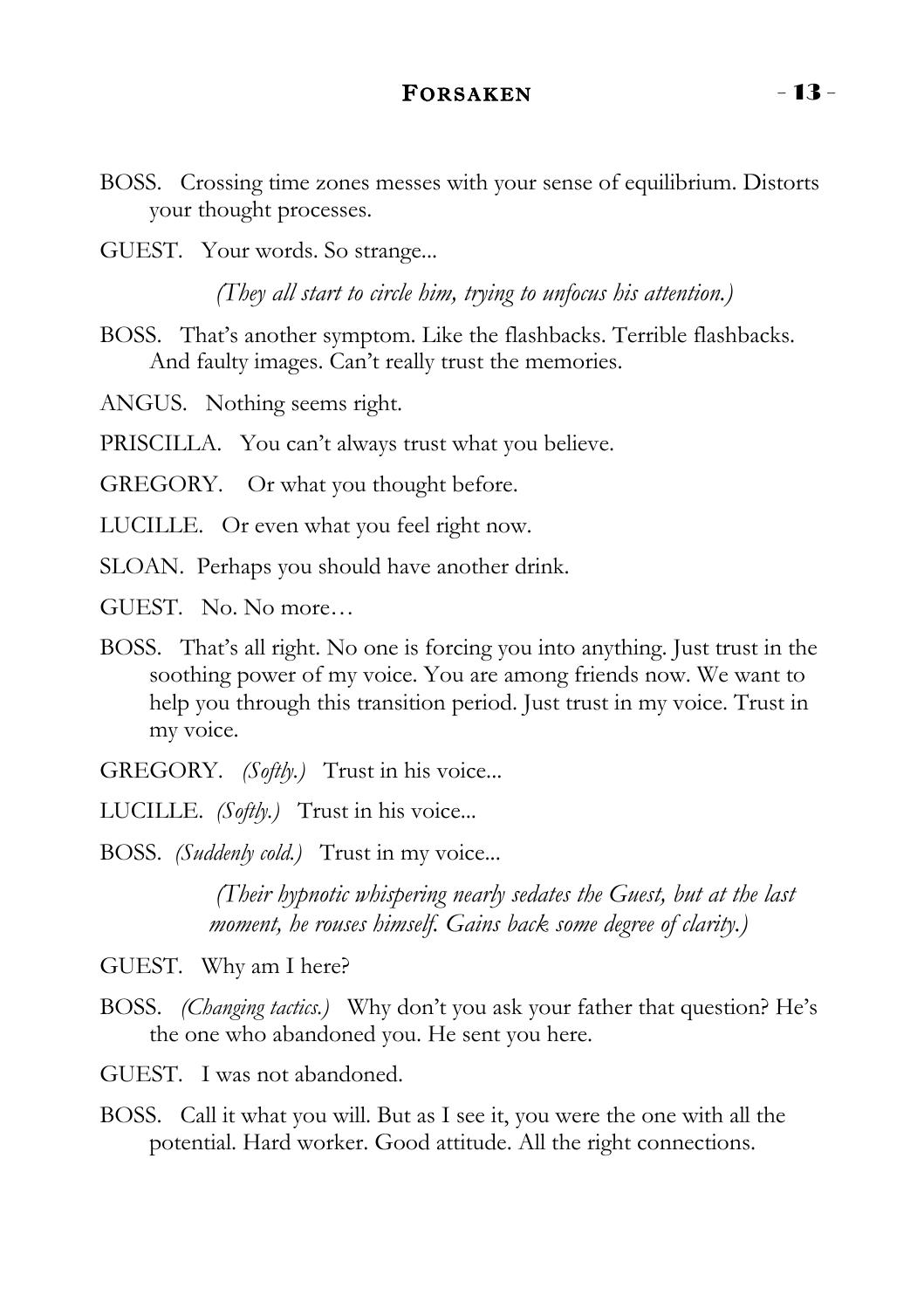BOSS. Crossing time zones messes with your sense of equilibrium. Distorts your thought processes.

GUEST. Your words. So strange...

*(They all start to circle him, trying to unfocus his attention.)*

BOSS. That's another symptom. Like the flashbacks. Terrible flashbacks. And faulty images. Can't really trust the memories.

ANGUS. Nothing seems right.

PRISCILLA. You can't always trust what you believe.

GREGORY. Or what you thought before.

LUCILLE. Or even what you feel right now.

SLOAN. Perhaps you should have another drink.

GUEST. No. No more…

BOSS. That's all right. No one is forcing you into anything. Just trust in the soothing power of my voice. You are among friends now. We want to help you through this transition period. Just trust in my voice. Trust in my voice.

GREGORY. *(Softly.)* Trust in his voice...

LUCILLE. *(Softly.)* Trust in his voice...

BOSS. *(Suddenly cold.)* Trust in my voice...

*(Their hypnotic whispering nearly sedates the Guest, but at the last moment, he rouses himself. Gains back some degree of clarity.)*

GUEST. Why am I here?

BOSS. *(Changing tactics.)* Why don't you ask your father that question? He's the one who abandoned you. He sent you here.

GUEST. I was not abandoned.

BOSS. Call it what you will. But as I see it, you were the one with all the potential. Hard worker. Good attitude. All the right connections.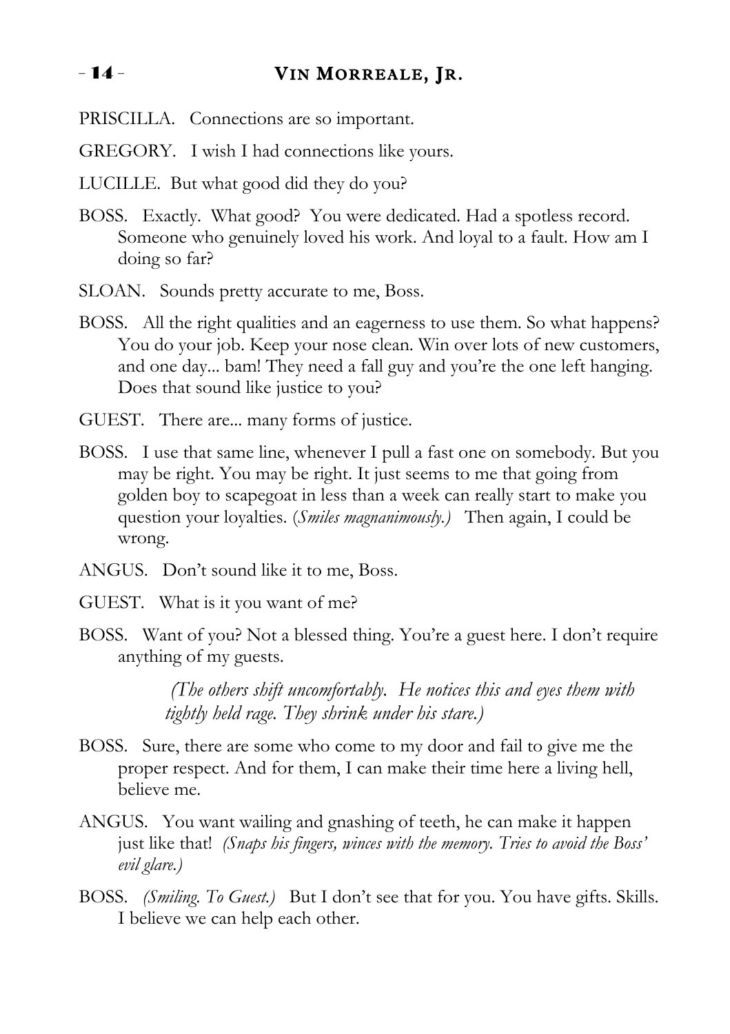PRISCILLA. Connections are so important.

GREGORY. I wish I had connections like yours.

LUCILLE. But what good did they do you?

BOSS. Exactly. What good? You were dedicated. Had a spotless record. Someone who genuinely loved his work. And loyal to a fault. How am I doing so far?

SLOAN. Sounds pretty accurate to me, Boss.

BOSS. All the right qualities and an eagerness to use them. So what happens? You do your job. Keep your nose clean. Win over lots of new customers, and one day... bam! They need a fall guy and you're the one left hanging. Does that sound like justice to you?

GUEST. There are... many forms of justice.

BOSS. I use that same line, whenever I pull a fast one on somebody. But you may be right. You may be right. It just seems to me that going from golden boy to scapegoat in less than a week can really start to make you question your loyalties. (*Smiles magnanimously.*) Then again, I could be wrong.

ANGUS. Don't sound like it to me, Boss.

GUEST. What is it you want of me?

BOSS. Want of you? Not a blessed thing. You're a guest here. I don't require anything of my guests.

*(The others shift uncomfortably. He notices this and eyes them with tightly held rage. They shrink under his stare.)*

BOSS. Sure, there are some who come to my door and fail to give me the proper respect. And for them, I can make their time here a living hell, believe me.

ANGUS. You want wailing and gnashing of teeth, he can make it happen just like that! *(Snaps his fingers, winces with the memory. Tries to avoid the Boss' evil glare.)*

BOSS. *(Smiling. To Guest.)* But I don't see that for you. You have gifts. Skills. I believe we can help each other.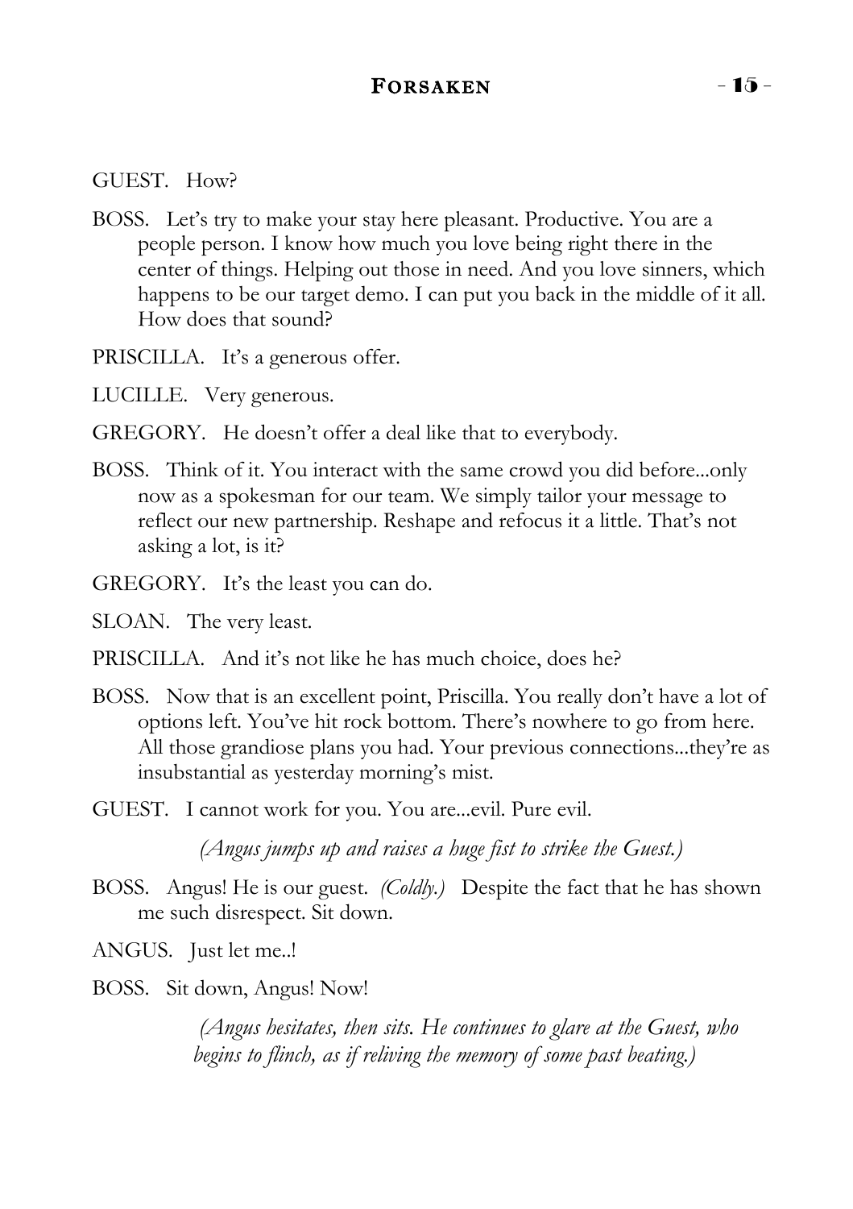GUEST. How?

BOSS. Let's try to make your stay here pleasant. Productive. You are a people person. I know how much you love being right there in the center of things. Helping out those in need. And you love sinners, which happens to be our target demo. I can put you back in the middle of it all. How does that sound?

PRISCILLA. It's a generous offer.

LUCILLE. Very generous.

GREGORY. He doesn't offer a deal like that to everybody.

BOSS. Think of it. You interact with the same crowd you did before...only now as a spokesman for our team. We simply tailor your message to reflect our new partnership. Reshape and refocus it a little. That's not asking a lot, is it?

GREGORY. It's the least you can do.

SLOAN. The very least.

PRISCILLA. And it's not like he has much choice, does he?

BOSS. Now that is an excellent point, Priscilla. You really don't have a lot of options left. You've hit rock bottom. There's nowhere to go from here. All those grandiose plans you had. Your previous connections...they're as insubstantial as yesterday morning's mist.

GUEST. I cannot work for you. You are...evil. Pure evil.

*(Angus jumps up and raises a huge fist to strike the Guest.)*

BOSS. Angus! He is our guest. *(Coldly.)* Despite the fact that he has shown me such disrespect. Sit down.

ANGUS. Just let me..!

BOSS. Sit down, Angus! Now!

*(Angus hesitates, then sits. He continues to glare at the Guest, who begins to flinch, as if reliving the memory of some past beating.)*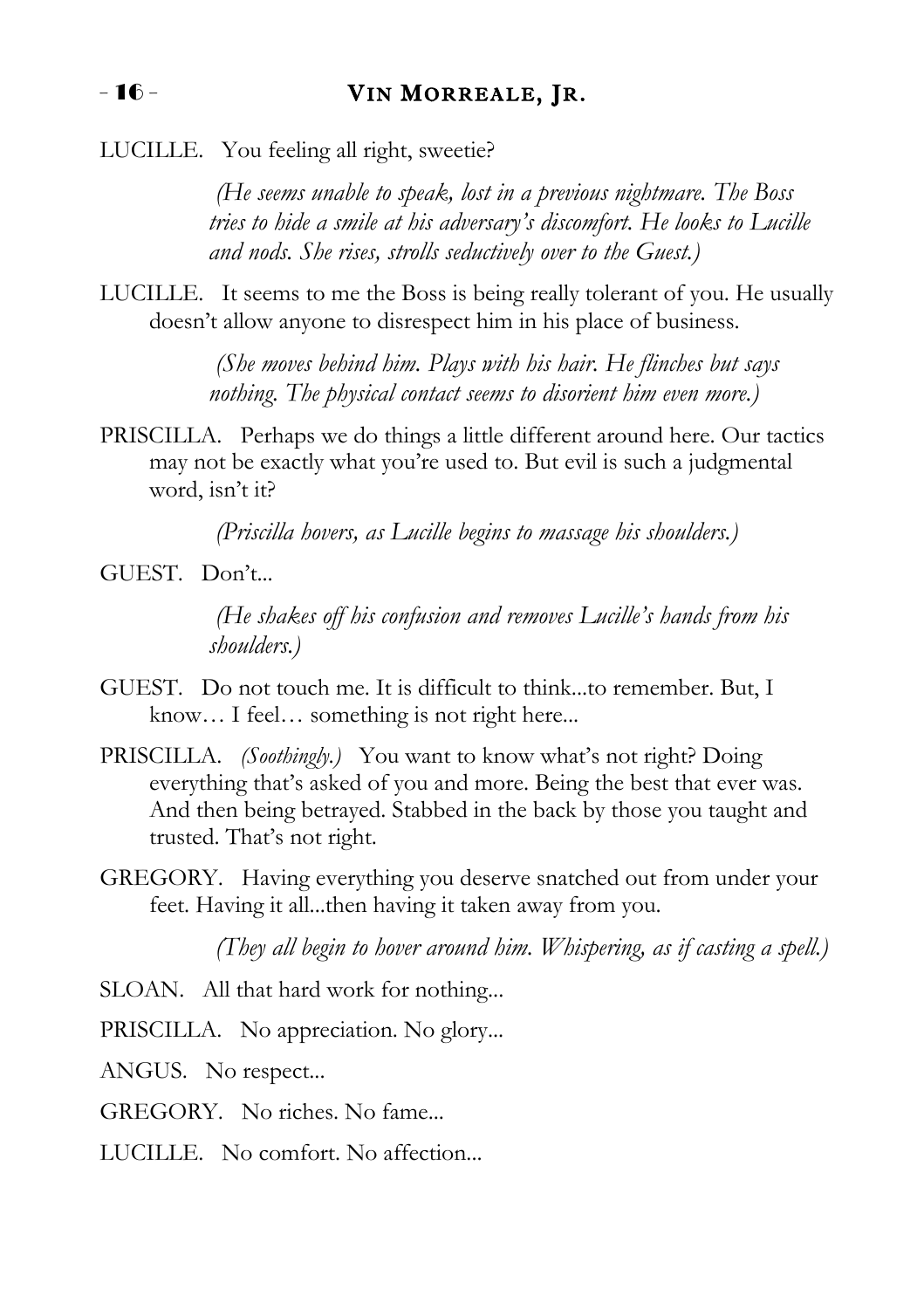LUCILLE. You feeling all right, sweetie?

*(He seems unable to speak, lost in a previous nightmare. The Boss tries to hide a smile at his adversary's discomfort. He looks to Lucille and nods. She rises, strolls seductively over to the Guest.)*

LUCILLE. It seems to me the Boss is being really tolerant of you. He usually doesn't allow anyone to disrespect him in his place of business.

*(She moves behind him. Plays with his hair. He flinches but says nothing. The physical contact seems to disorient him even more.)*

PRISCILLA. Perhaps we do things a little different around here. Our tactics may not be exactly what you're used to. But evil is such a judgmental word, isn't it?

*(Priscilla hovers, as Lucille begins to massage his shoulders.)*

GUEST. Don't...

*(He shakes off his confusion and removes Lucille's hands from his shoulders.)*

GUEST. Do not touch me. It is difficult to think...to remember. But, I know… I feel… something is not right here...

PRISCILLA. *(Soothingly.)* You want to know what's not right? Doing everything that's asked of you and more. Being the best that ever was. And then being betrayed. Stabbed in the back by those you taught and trusted. That's not right.

GREGORY. Having everything you deserve snatched out from under your feet. Having it all...then having it taken away from you.

*(They all begin to hover around him. Whispering, as if casting a spell.)*

SLOAN. All that hard work for nothing...

PRISCILLA. No appreciation. No glory...

ANGUS. No respect...

GREGORY. No riches. No fame...

LUCILLE. No comfort. No affection...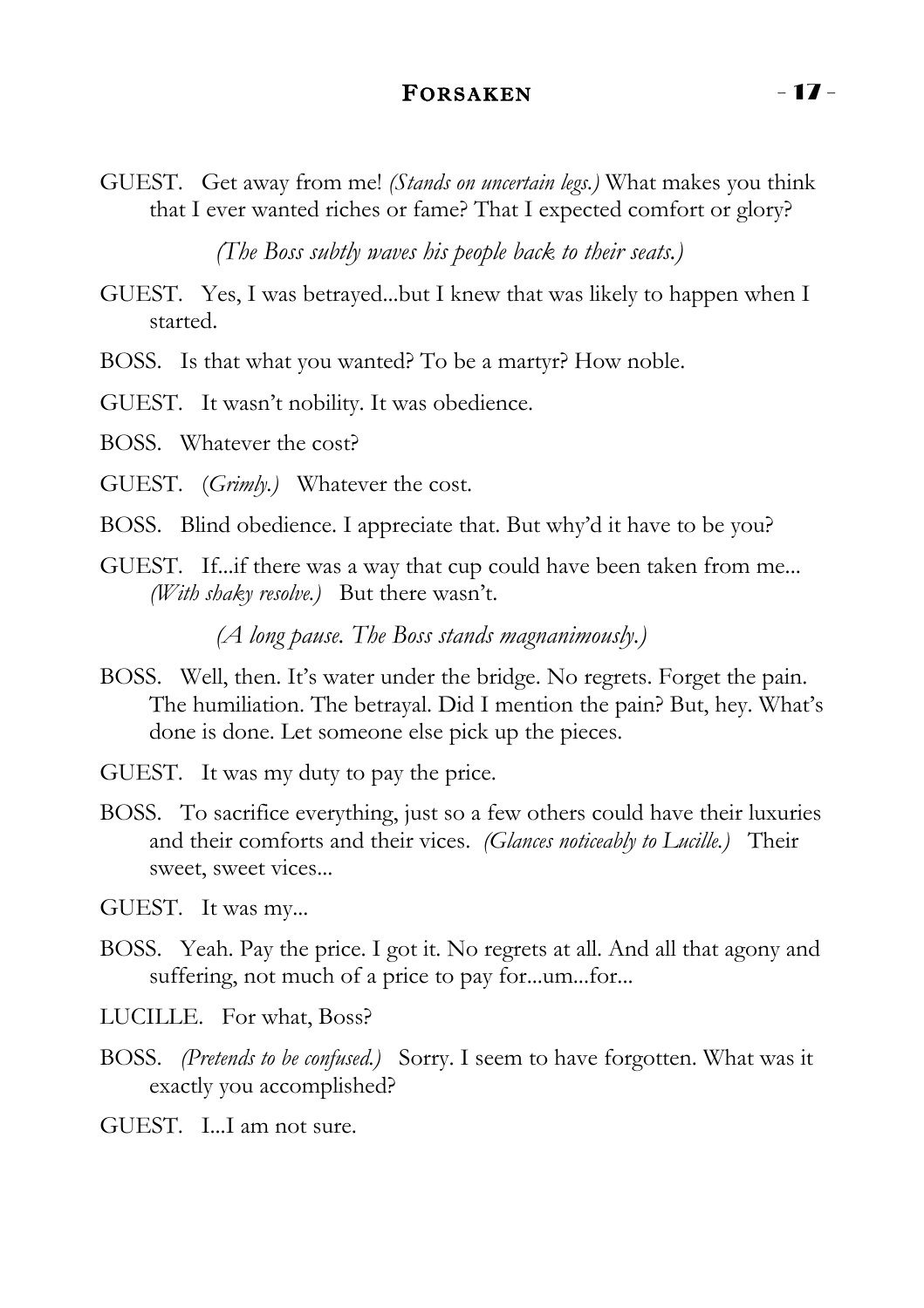GUEST. Get away from me! *(Stands on uncertain legs.)* What makes you think that I ever wanted riches or fame? That I expected comfort or glory?

*(The Boss subtly waves his people back to their seats.)*

GUEST. Yes, I was betrayed...but I knew that was likely to happen when I started.

BOSS. Is that what you wanted? To be a martyr? How noble.

GUEST. It wasn't nobility. It was obedience.

BOSS. Whatever the cost?

GUEST. (*Grimly.)* Whatever the cost.

BOSS. Blind obedience. I appreciate that. But why'd it have to be you?

GUEST. If...if there was a way that cup could have been taken from me... *(With shaky resolve.)* But there wasn't.

*(A long pause. The Boss stands magnanimously.)*

BOSS. Well, then. It's water under the bridge. No regrets. Forget the pain. The humiliation. The betrayal. Did I mention the pain? But, hey. What's done is done. Let someone else pick up the pieces.

GUEST. It was my duty to pay the price.

BOSS. To sacrifice everything, just so a few others could have their luxuries and their comforts and their vices. *(Glances noticeably to Lucille.)* Their sweet, sweet vices...

GUEST. It was my...

BOSS. Yeah. Pay the price. I got it. No regrets at all. And all that agony and suffering, not much of a price to pay for...um...for...

LUCILLE. For what, Boss?

BOSS. *(Pretends to be confused.)* Sorry. I seem to have forgotten. What was it exactly you accomplished?

GUEST. I...I am not sure.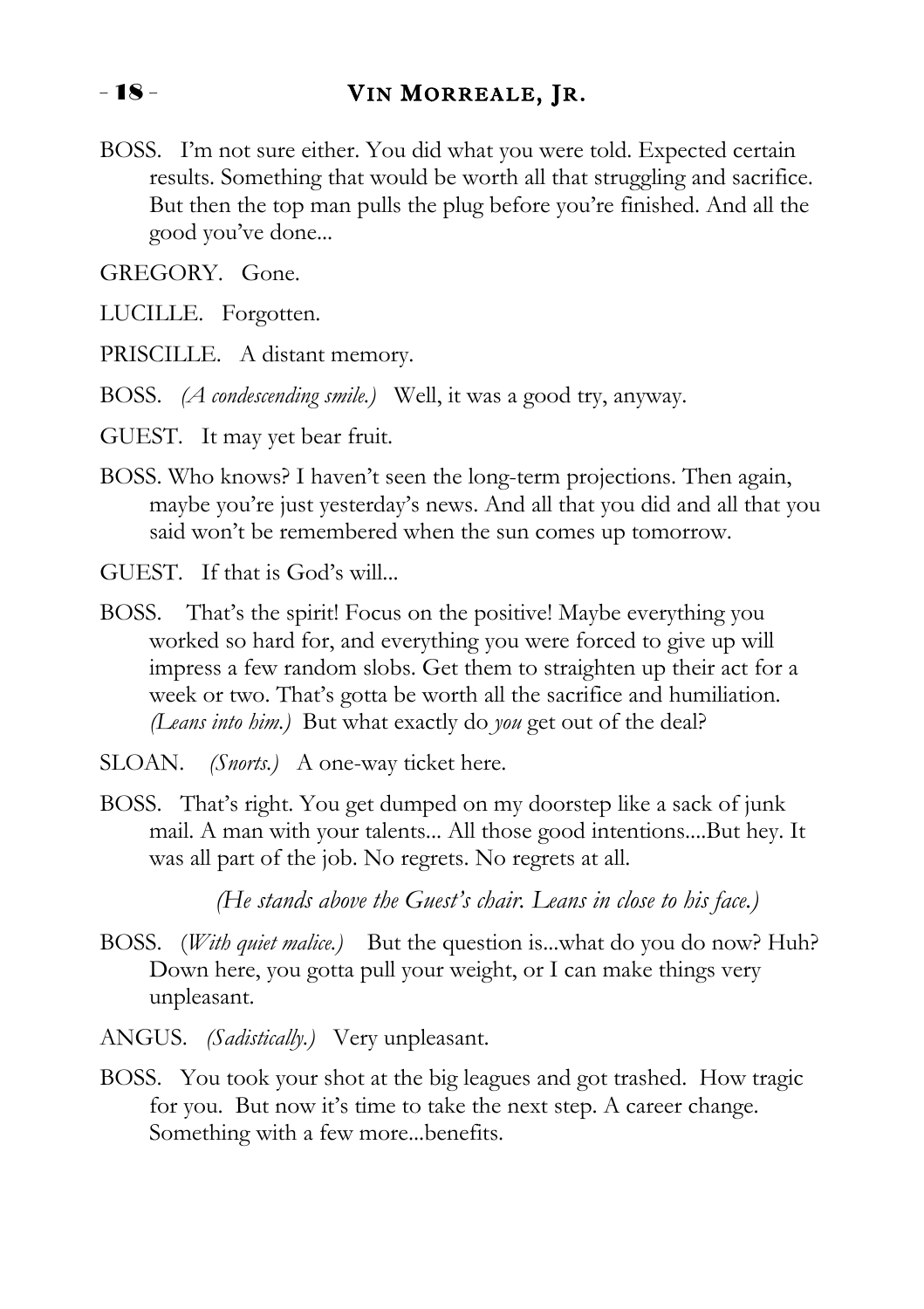BOSS. I'm not sure either. You did what you were told. Expected certain results. Something that would be worth all that struggling and sacrifice. But then the top man pulls the plug before you're finished. And all the good you've done...

GREGORY. Gone.

LUCILLE. Forgotten.

PRISCILLE. A distant memory.

BOSS. *(A condescending smile.)* Well, it was a good try, anyway.

GUEST. It may yet bear fruit.

BOSS. Who knows? I haven't seen the long-term projections. Then again, maybe you're just yesterday's news. And all that you did and all that you said won't be remembered when the sun comes up tomorrow.

GUEST. If that is God's will...

BOSS. That's the spirit! Focus on the positive! Maybe everything you worked so hard for, and everything you were forced to give up will impress a few random slobs. Get them to straighten up their act for a week or two. That's gotta be worth all the sacrifice and humiliation. *(Leans into him.)* But what exactly do *you* get out of the deal?

SLOAN. *(Snorts.)* A one-way ticket here.

BOSS. That's right. You get dumped on my doorstep like a sack of junk mail. A man with your talents... All those good intentions....But hey. It was all part of the job. No regrets. No regrets at all.

*(He stands above the Guest's chair. Leans in close to his face.)*

BOSS. (*With quiet malice.)* But the question is...what do you do now? Huh? Down here, you gotta pull your weight, or I can make things very unpleasant.

ANGUS. *(Sadistically.)* Very unpleasant.

BOSS. You took your shot at the big leagues and got trashed. How tragic for you. But now it's time to take the next step. A career change. Something with a few more...benefits.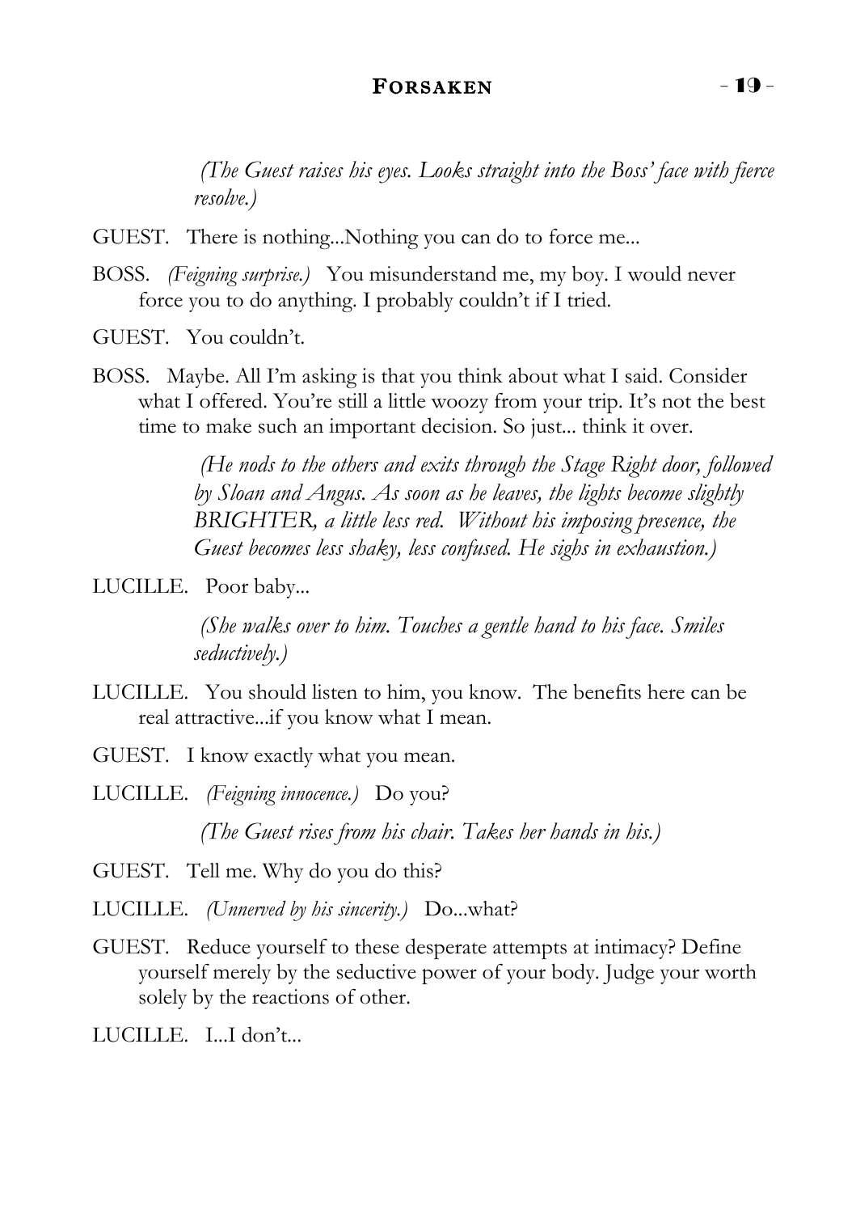*(The Guest raises his eyes. Looks straight into the Boss' face with fierce resolve.)*

GUEST. There is nothing...Nothing you can do to force me...

BOSS. *(Feigning surprise.)* You misunderstand me, my boy. I would never force you to do anything. I probably couldn't if I tried.

GUEST. You couldn't.

BOSS. Maybe. All I'm asking is that you think about what I said. Consider what I offered. You're still a little woozy from your trip. It's not the best time to make such an important decision. So just... think it over.

*(He nods to the others and exits through the Stage Right door, followed by Sloan and Angus. As soon as he leaves, the lights become slightly BRIGHTER, a little less red. Without his imposing presence, the Guest becomes less shaky, less confused. He sighs in exhaustion.)*

LUCILLE. Poor baby...

*(She walks over to him. Touches a gentle hand to his face. Smiles seductively.)*

LUCILLE. You should listen to him, you know. The benefits here can be real attractive...if you know what I mean.

GUEST. I know exactly what you mean.

LUCILLE. *(Feigning innocence.)* Do you?

*(The Guest rises from his chair. Takes her hands in his.)*

GUEST. Tell me. Why do you do this?

LUCILLE. *(Unnerved by his sincerity.)* Do...what?

GUEST. Reduce yourself to these desperate attempts at intimacy? Define yourself merely by the seductive power of your body. Judge your worth solely by the reactions of other.

LUCILLE. I...I don't...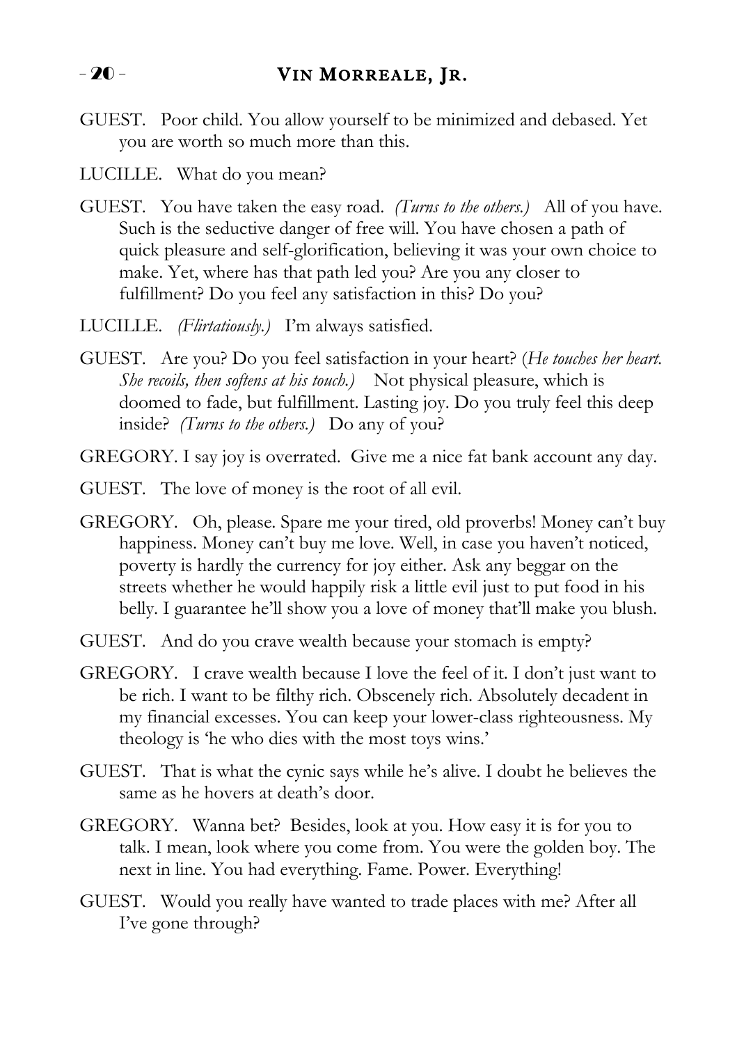GUEST. Poor child. You allow yourself to be minimized and debased. Yet you are worth so much more than this.

LUCILLE. What do you mean?

GUEST. You have taken the easy road. *(Turns to the others.)* All of you have. Such is the seductive danger of free will. You have chosen a path of quick pleasure and self-glorification, believing it was your own choice to make. Yet, where has that path led you? Are you any closer to fulfillment? Do you feel any satisfaction in this? Do you?

LUCILLE. *(Flirtatiously.)* I'm always satisfied.

GUEST. Are you? Do you feel satisfaction in your heart? (*He touches her heart. She recoils, then softens at his touch.)* Not physical pleasure, which is doomed to fade, but fulfillment. Lasting joy. Do you truly feel this deep inside? *(Turns to the others.)* Do any of you?

GREGORY. I say joy is overrated. Give me a nice fat bank account any day.

GUEST. The love of money is the root of all evil.

GREGORY. Oh, please. Spare me your tired, old proverbs! Money can't buy happiness. Money can't buy me love. Well, in case you haven't noticed, poverty is hardly the currency for joy either. Ask any beggar on the streets whether he would happily risk a little evil just to put food in his belly. I guarantee he'll show you a love of money that'll make you blush.

GUEST. And do you crave wealth because your stomach is empty?

GREGORY. I crave wealth because I love the feel of it. I don't just want to be rich. I want to be filthy rich. Obscenely rich. Absolutely decadent in my financial excesses. You can keep your lower-class righteousness. My theology is 'he who dies with the most toys wins.'

GUEST. That is what the cynic says while he's alive. I doubt he believes the same as he hovers at death's door.

GREGORY. Wanna bet? Besides, look at you. How easy it is for you to talk. I mean, look where you come from. You were the golden boy. The next in line. You had everything. Fame. Power. Everything!

GUEST. Would you really have wanted to trade places with me? After all I've gone through?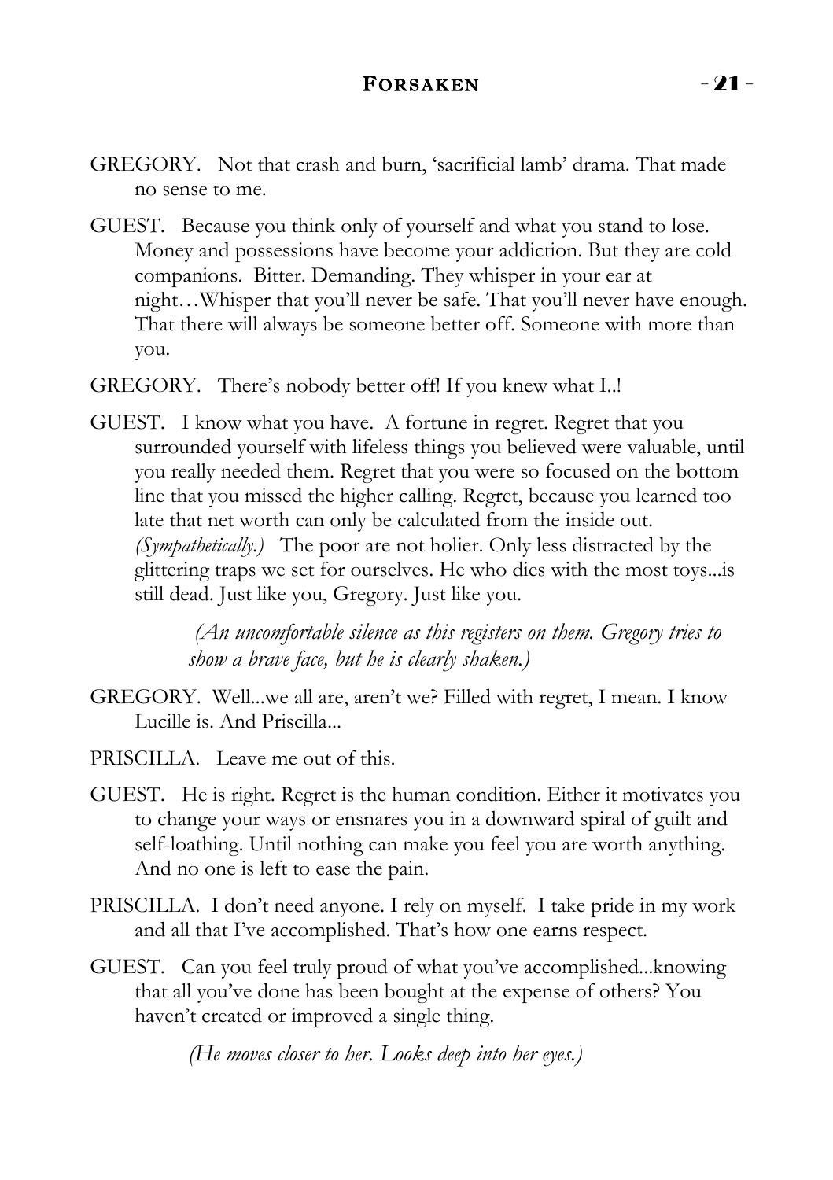GREGORY. Not that crash and burn, 'sacrificial lamb' drama. That made no sense to me.

GUEST. Because you think only of yourself and what you stand to lose. Money and possessions have become your addiction. But they are cold companions. Bitter. Demanding. They whisper in your ear at night…Whisper that you'll never be safe. That you'll never have enough. That there will always be someone better off. Someone with more than you.

GREGORY. There's nobody better off! If you knew what I..!

GUEST. I know what you have. A fortune in regret. Regret that you surrounded yourself with lifeless things you believed were valuable, until you really needed them. Regret that you were so focused on the bottom line that you missed the higher calling. Regret, because you learned too late that net worth can only be calculated from the inside out. *(Sympathetically.)* The poor are not holier. Only less distracted by the glittering traps we set for ourselves. He who dies with the most toys...is still dead. Just like you, Gregory. Just like you.

*(An uncomfortable silence as this registers on them. Gregory tries to show a brave face, but he is clearly shaken.)*

GREGORY. Well...we all are, aren't we? Filled with regret, I mean. I know Lucille is. And Priscilla...

PRISCILLA. Leave me out of this.

GUEST. He is right. Regret is the human condition. Either it motivates you to change your ways or ensnares you in a downward spiral of guilt and self-loathing. Until nothing can make you feel you are worth anything. And no one is left to ease the pain.

PRISCILLA. I don't need anyone. I rely on myself. I take pride in my work and all that I've accomplished. That's how one earns respect.

GUEST. Can you feel truly proud of what you've accomplished...knowing that all you've done has been bought at the expense of others? You haven't created or improved a single thing.

*(He moves closer to her. Looks deep into her eyes.)*